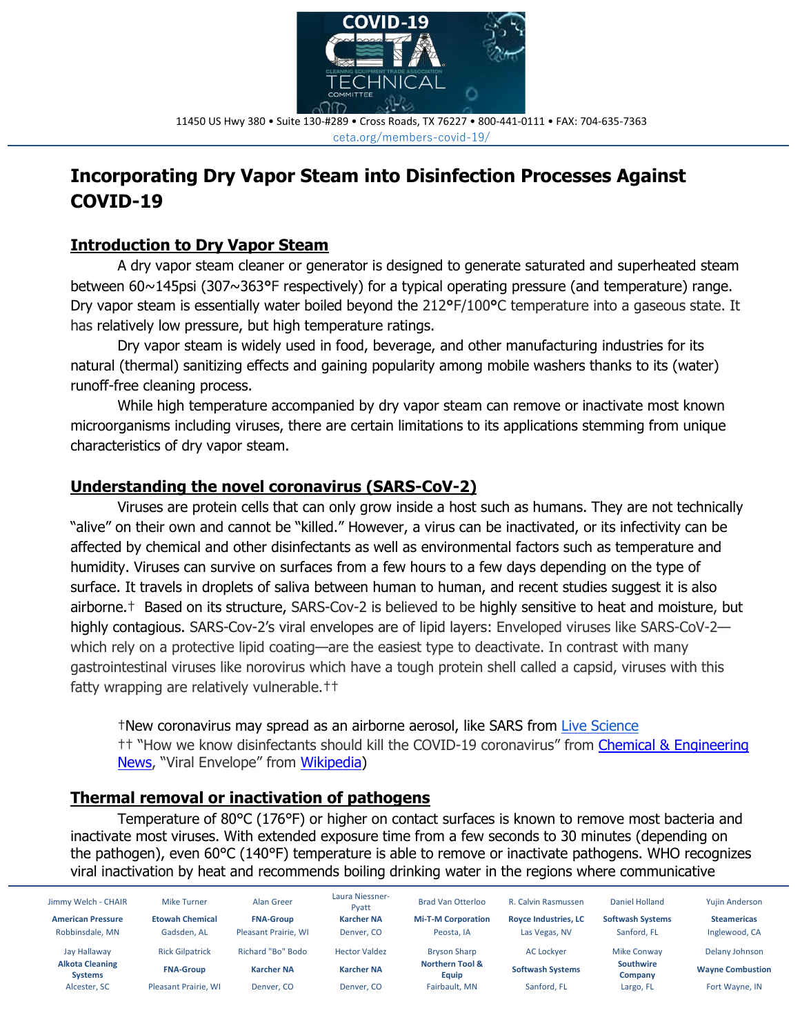11450 US Hwy 380 • Suite 130-#289 • Cross Roads, TX 76227 • 800-441-0111 • FAX: 704-635-7363
ceta.org/members-covid-19/

# Incorporating Dry Vapor Steam into Disinfection Processes Against COVID-19

## Introduction to Dry Vapor Steam

A dry vapor steam cleaner or generator is designed to generate saturated and superheated steam between 60~145psi (307~363°F respectively) for a typical operating pressure (and temperature) range. Dry vapor steam is essentially water boiled beyond the 212°F/100°C temperature into a gaseous state. It has relatively low pressure, but high temperature ratings.

Dry vapor steam is widely used in food, beverage, and other manufacturing industries for its natural (thermal) sanitizing effects and gaining popularity among mobile washers thanks to its (water) runoff-free cleaning process.

While high temperature accompanied by dry vapor steam can remove or inactivate most known microorganisms including viruses, there are certain limitations to its applications stemming from unique characteristics of dry vapor steam.

## Understanding the novel coronavirus (SARS-CoV-2)

Viruses are protein cells that can only grow inside a host such as humans. They are not technically "alive" on their own and cannot be "killed." However, a virus can be inactivated, or its infectivity can be affected by chemical and other disinfectants as well as environmental factors such as temperature and humidity. Viruses can survive on surfaces from a few hours to a few days depending on the type of surface. It travels in droplets of saliva between human to human, and recent studies suggest it is also airborne.† Based on its structure, SARS-Cov-2 is believed to be highly sensitive to heat and moisture, but highly contagious. SARS-Cov-2's viral envelopes are of lipid layers: Enveloped viruses like SARS-CoV-2—which rely on a protective lipid coating—are the easiest type to deactivate. In contrast with many gastrointestinal viruses like norovirus which have a tough protein shell called a capsid, viruses with this fatty wrapping are relatively vulnerable.††

†New coronavirus may spread as an airborne aerosol, like SARS from Live Science
†† "How we know disinfectants should kill the COVID-19 coronavirus" from Chemical & Engineering News, "Viral Envelope" from Wikipedia)

## Thermal removal or inactivation of pathogens

Temperature of 80°C (176°F) or higher on contact surfaces is known to remove most bacteria and inactivate most viruses. With extended exposure time from a few seconds to 30 minutes (depending on the pathogen), even 60°C (140°F) temperature is able to remove or inactivate pathogens. WHO recognizes viral inactivation by heat and recommends boiling drinking water in the regions where communicative

| Jimmy Welch - CHAIR | Mike Turner | Alan Greer | Laura Niessner-Pyatt | Brad Van Otterloo | R. Calvin Rasmussen | Daniel Holland | Yujin Anderson |
|---|---|---|---|---|---|---|---|
| **American Pressure** | **Etowah Chemical** | **FNA-Group** | **Karcher NA** | **Mi-T-M Corporation** | **Royce Industries, LC** | **Softwash Systems** | **Steamericas** |
| Robbinsdale, MN | Gadsden, AL | Pleasant Prairie, WI | Denver, CO | Peosta, IA | Las Vegas, NV | Sanford, FL | Inglewood, CA |
| Jay Hallaway | Rick Gilpatrick | Richard "Bo" Bodo | Hector Valdez | Bryson Sharp | AC Lockyer | Mike Conway | Delany Johnson |
| **Alkota Cleaning Systems** | **FNA-Group** | **Karcher NA** | **Karcher NA** | **Northern Tool & Equip** | **Softwash Systems** | **Southwire Company** | **Wayne Combustion** |
| Alcester, SC | Pleasant Prairie, WI | Denver, CO | Denver, CO | Fairbault, MN | Sanford, FL | Largo, FL | Fort Wayne, IN |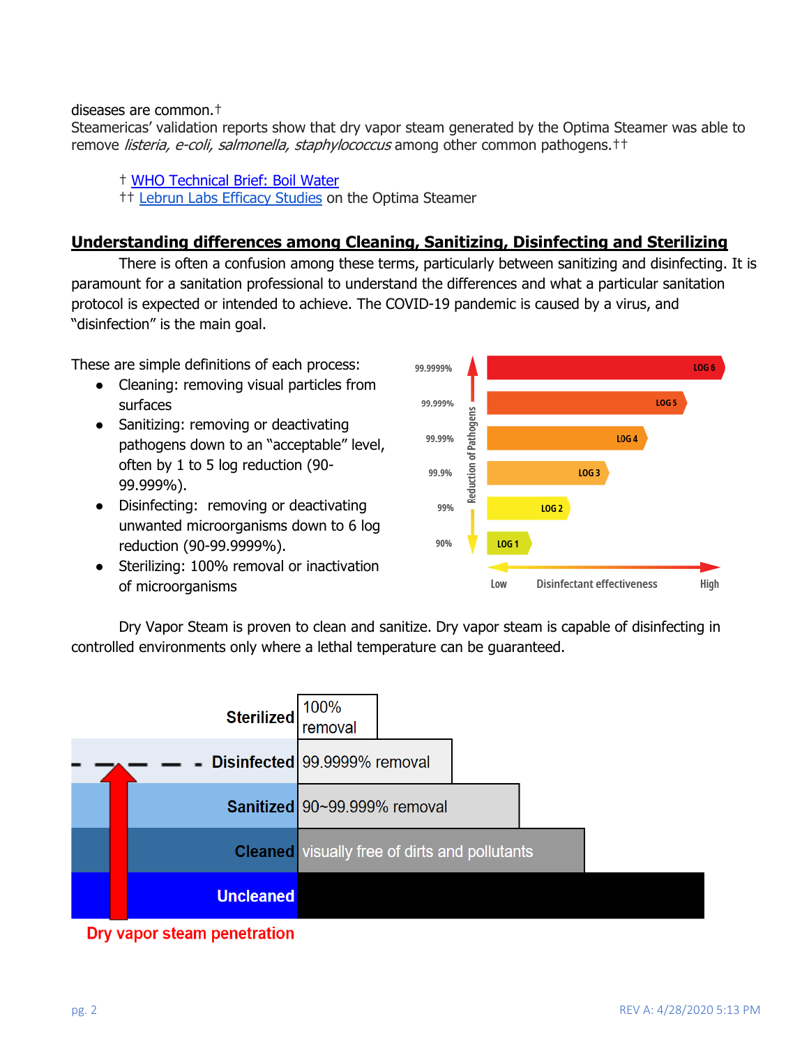diseases are common.†
Steamericas' validation reports show that dry vapor steam generated by the Optima Steamer was able to remove *listeria, e-coli, salmonella, staphylococcus* among other common pathogens.††

† WHO Technical Brief: Boil Water
†† Lebrun Labs Efficacy Studies on the Optima Steamer

## Understanding differences among Cleaning, Sanitizing, Disinfecting and Sterilizing

There is often a confusion among these terms, particularly between sanitizing and disinfecting. It is paramount for a sanitation professional to understand the differences and what a particular sanitation protocol is expected or intended to achieve. The COVID-19 pandemic is caused by a virus, and "disinfection" is the main goal.

These are simple definitions of each process:

- Cleaning: removing visual particles from surfaces
- Sanitizing: removing or deactivating pathogens down to an "acceptable" level, often by 1 to 5 log reduction (90-99.999%).
- Disinfecting: removing or deactivating unwanted microorganisms down to 6 log reduction (90-99.9999%).
- Sterilizing: 100% removal or inactivation of microorganisms

| Reduction of Pathogens | Log |
|---|---|
| 99.9999% | LOG 6 |
| 99.999% | LOG 5 |
| 99.99% | LOG 4 |
| 99.9% | LOG 3 |
| 99% | LOG 2 |
| 90% | LOG 1 |

Low — Disinfectant effectiveness — High

Dry Vapor Steam is proven to clean and sanitize. Dry vapor steam is capable of disinfecting in controlled environments only where a lethal temperature can be guaranteed.

| Level | Description |
|---|---|
| Sterilized | 100% removal |
| Disinfected | 99.9999% removal |
| Sanitized | 90~99.999% removal |
| Cleaned | visually free of dirts and pollutants |
| Uncleaned | |

Dry vapor steam penetration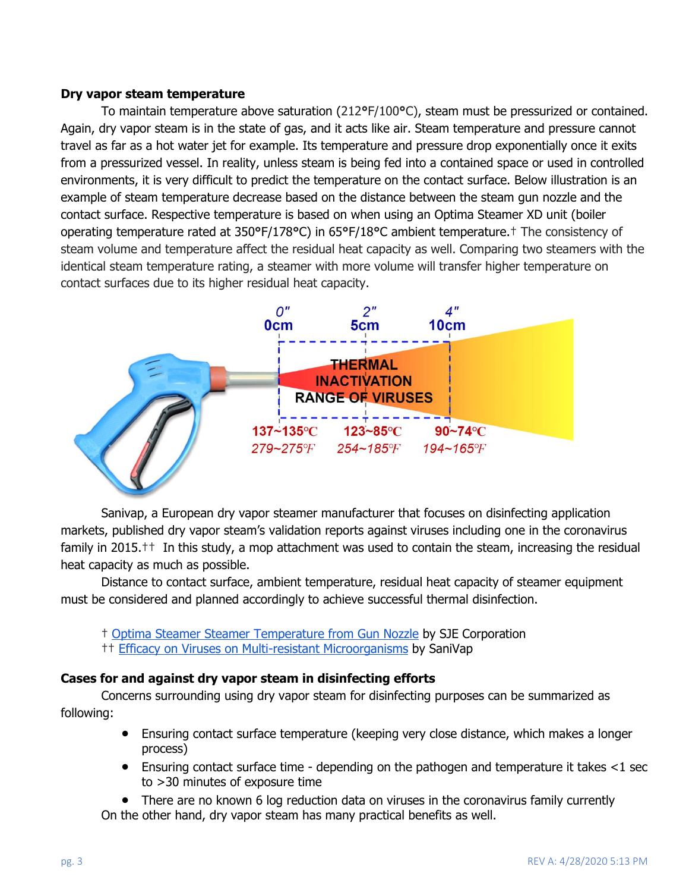**Dry vapor steam temperature**

To maintain temperature above saturation (212°F/100°C), steam must be pressurized or contained. Again, dry vapor steam is in the state of gas, and it acts like air. Steam temperature and pressure cannot travel as far as a hot water jet for example. Its temperature and pressure drop exponentially once it exits from a pressurized vessel. In reality, unless steam is being fed into a contained space or used in controlled environments, it is very difficult to predict the temperature on the contact surface. Below illustration is an example of steam temperature decrease based on the distance between the steam gun nozzle and the contact surface. Respective temperature is based on when using an Optima Steamer XD unit (boiler operating temperature rated at 350°F/178°C) in 65°F/18°C ambient temperature.† The consistency of steam volume and temperature affect the residual heat capacity as well. Comparing two steamers with the identical steam temperature rating, a steamer with more volume will transfer higher temperature on contact surfaces due to its higher residual heat capacity.

Sanivap, a European dry vapor steamer manufacturer that focuses on disinfecting application markets, published dry vapor steam's validation reports against viruses including one in the coronavirus family in 2015.†† In this study, a mop attachment was used to contain the steam, increasing the residual heat capacity as much as possible.

Distance to contact surface, ambient temperature, residual heat capacity of steamer equipment must be considered and planned accordingly to achieve successful thermal disinfection.

† Optima Steamer Steamer Temperature from Gun Nozzle by SJE Corporation
†† Efficacy on Viruses on Multi-resistant Microorganisms by SaniVap

**Cases for and against dry vapor steam in disinfecting efforts**

Concerns surrounding using dry vapor steam for disinfecting purposes can be summarized as following:

- Ensuring contact surface temperature (keeping very close distance, which makes a longer process)
- Ensuring contact surface time - depending on the pathogen and temperature it takes <1 sec to >30 minutes of exposure time
- There are no known 6 log reduction data on viruses in the coronavirus family currently

On the other hand, dry vapor steam has many practical benefits as well.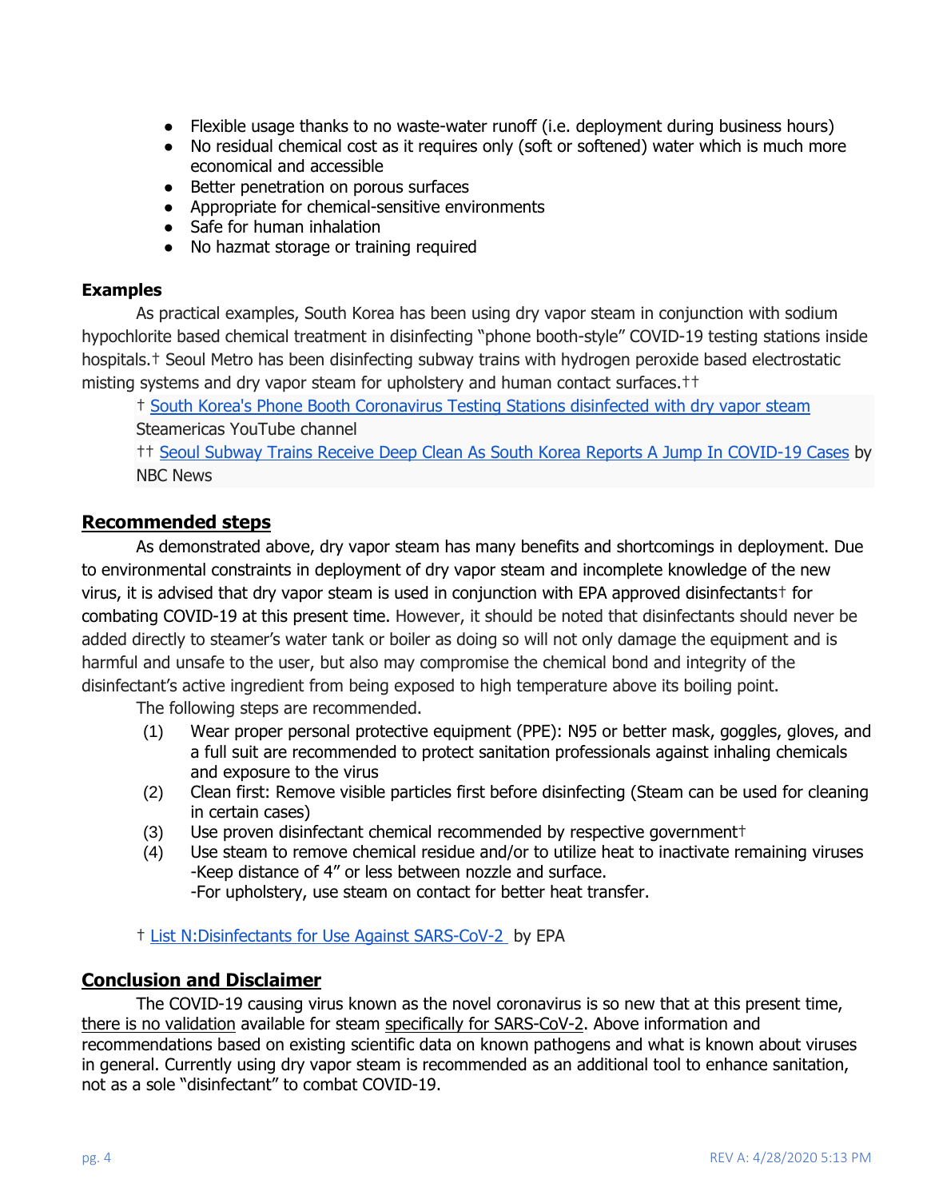- Flexible usage thanks to no waste-water runoff (i.e. deployment during business hours)
- No residual chemical cost as it requires only (soft or softened) water which is much more economical and accessible
- Better penetration on porous surfaces
- Appropriate for chemical-sensitive environments
- Safe for human inhalation
- No hazmat storage or training required

**Examples**

As practical examples, South Korea has been using dry vapor steam in conjunction with sodium hypochlorite based chemical treatment in disinfecting "phone booth-style" COVID-19 testing stations inside hospitals.† Seoul Metro has been disinfecting subway trains with hydrogen peroxide based electrostatic misting systems and dry vapor steam for upholstery and human contact surfaces.††

† South Korea's Phone Booth Coronavirus Testing Stations disinfected with dry vapor steam Steamericas YouTube channel

†† Seoul Subway Trains Receive Deep Clean As South Korea Reports A Jump In COVID-19 Cases by NBC News

## Recommended steps

As demonstrated above, dry vapor steam has many benefits and shortcomings in deployment. Due to environmental constraints in deployment of dry vapor steam and incomplete knowledge of the new virus, it is advised that dry vapor steam is used in conjunction with EPA approved disinfectants† for combating COVID-19 at this present time. However, it should be noted that disinfectants should never be added directly to steamer's water tank or boiler as doing so will not only damage the equipment and is harmful and unsafe to the user, but also may compromise the chemical bond and integrity of the disinfectant's active ingredient from being exposed to high temperature above its boiling point.

The following steps are recommended.

(1) Wear proper personal protective equipment (PPE): N95 or better mask, goggles, gloves, and a full suit are recommended to protect sanitation professionals against inhaling chemicals and exposure to the virus

(2) Clean first: Remove visible particles first before disinfecting (Steam can be used for cleaning in certain cases)

(3) Use proven disinfectant chemical recommended by respective government†

(4) Use steam to remove chemical residue and/or to utilize heat to inactivate remaining viruses
-Keep distance of 4" or less between nozzle and surface.
-For upholstery, use steam on contact for better heat transfer.

† List N:Disinfectants for Use Against SARS-CoV-2 by EPA

## Conclusion and Disclaimer

The COVID-19 causing virus known as the novel coronavirus is so new that at this present time, there is no validation available for steam specifically for SARS-CoV-2. Above information and recommendations based on existing scientific data on known pathogens and what is known about viruses in general. Currently using dry vapor steam is recommended as an additional tool to enhance sanitation, not as a sole "disinfectant" to combat COVID-19.

REV A: 4/28/2020 5:13 PM